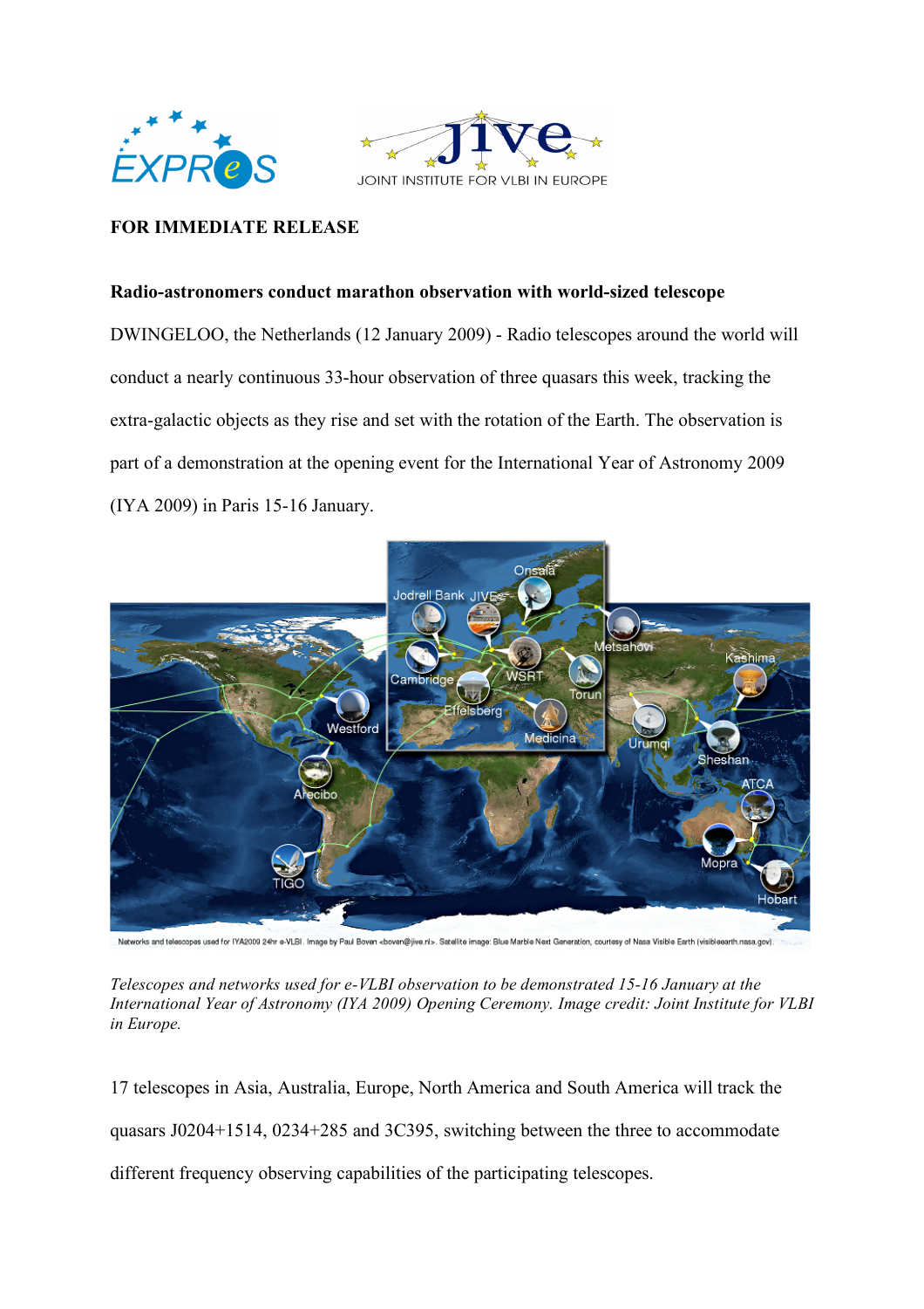**FOR IMMEDIATE RELEASE**

**Radio-astronomers conduct marathon observation with world-sized telescope**

DWINGELOO, the Netherlands (12 January 2009) - Radio telescopes around the world will conduct a nearly continuous 33-hour observation of three quasars this week, tracking the extra-galactic objects as they rise and set with the rotation of the Earth. The observation is part of a demonstration at the opening event for the International Year of Astronomy 2009 (IYA 2009) in Paris 15-16 January.

*Telescopes and networks used for e-VLBI observation to be demonstrated 15-16 January at the International Year of Astronomy (IYA 2009) Opening Ceremony. Image credit: Joint Institute for VLBI in Europe.*

17 telescopes in Asia, Australia, Europe, North America and South America will track the quasars J0204+1514, 0234+285 and 3C395, switching between the three to accommodate different frequency observing capabilities of the participating telescopes.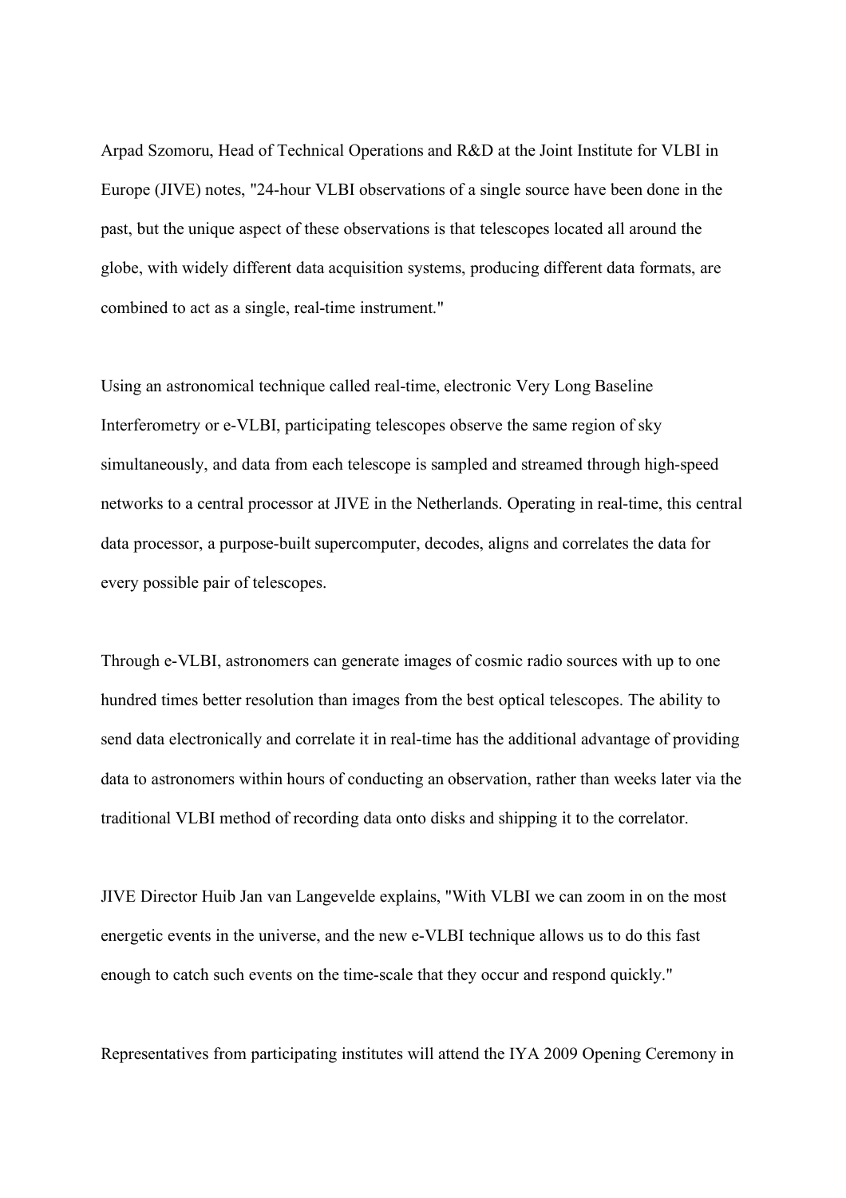Arpad Szomoru, Head of Technical Operations and R&D at the Joint Institute for VLBI in Europe (JIVE) notes, "24-hour VLBI observations of a single source have been done in the past, but the unique aspect of these observations is that telescopes located all around the globe, with widely different data acquisition systems, producing different data formats, are combined to act as a single, real-time instrument."

Using an astronomical technique called real-time, electronic Very Long Baseline Interferometry or e-VLBI, participating telescopes observe the same region of sky simultaneously, and data from each telescope is sampled and streamed through high-speed networks to a central processor at JIVE in the Netherlands. Operating in real-time, this central data processor, a purpose-built supercomputer, decodes, aligns and correlates the data for every possible pair of telescopes.

Through e-VLBI, astronomers can generate images of cosmic radio sources with up to one hundred times better resolution than images from the best optical telescopes. The ability to send data electronically and correlate it in real-time has the additional advantage of providing data to astronomers within hours of conducting an observation, rather than weeks later via the traditional VLBI method of recording data onto disks and shipping it to the correlator.

JIVE Director Huib Jan van Langevelde explains, "With VLBI we can zoom in on the most energetic events in the universe, and the new e-VLBI technique allows us to do this fast enough to catch such events on the time-scale that they occur and respond quickly."

Representatives from participating institutes will attend the IYA 2009 Opening Ceremony in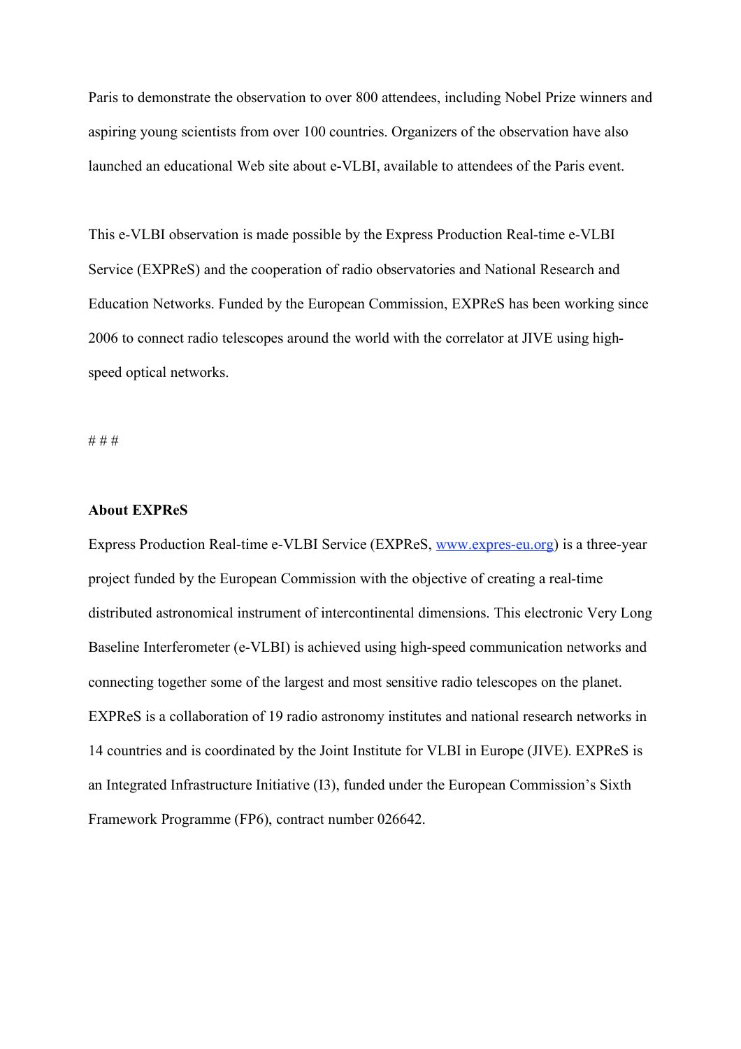Paris to demonstrate the observation to over 800 attendees, including Nobel Prize winners and aspiring young scientists from over 100 countries. Organizers of the observation have also launched an educational Web site about e-VLBI, available to attendees of the Paris event.

This e-VLBI observation is made possible by the Express Production Real-time e-VLBI Service (EXPReS) and the cooperation of radio observatories and National Research and Education Networks. Funded by the European Commission, EXPReS has been working since 2006 to connect radio telescopes around the world with the correlator at JIVE using high-speed optical networks.

# # #

**About EXPReS**

Express Production Real-time e-VLBI Service (EXPReS, www.expres-eu.org) is a three-year project funded by the European Commission with the objective of creating a real-time distributed astronomical instrument of intercontinental dimensions. This electronic Very Long Baseline Interferometer (e-VLBI) is achieved using high-speed communication networks and connecting together some of the largest and most sensitive radio telescopes on the planet. EXPReS is a collaboration of 19 radio astronomy institutes and national research networks in 14 countries and is coordinated by the Joint Institute for VLBI in Europe (JIVE). EXPReS is an Integrated Infrastructure Initiative (I3), funded under the European Commission's Sixth Framework Programme (FP6), contract number 026642.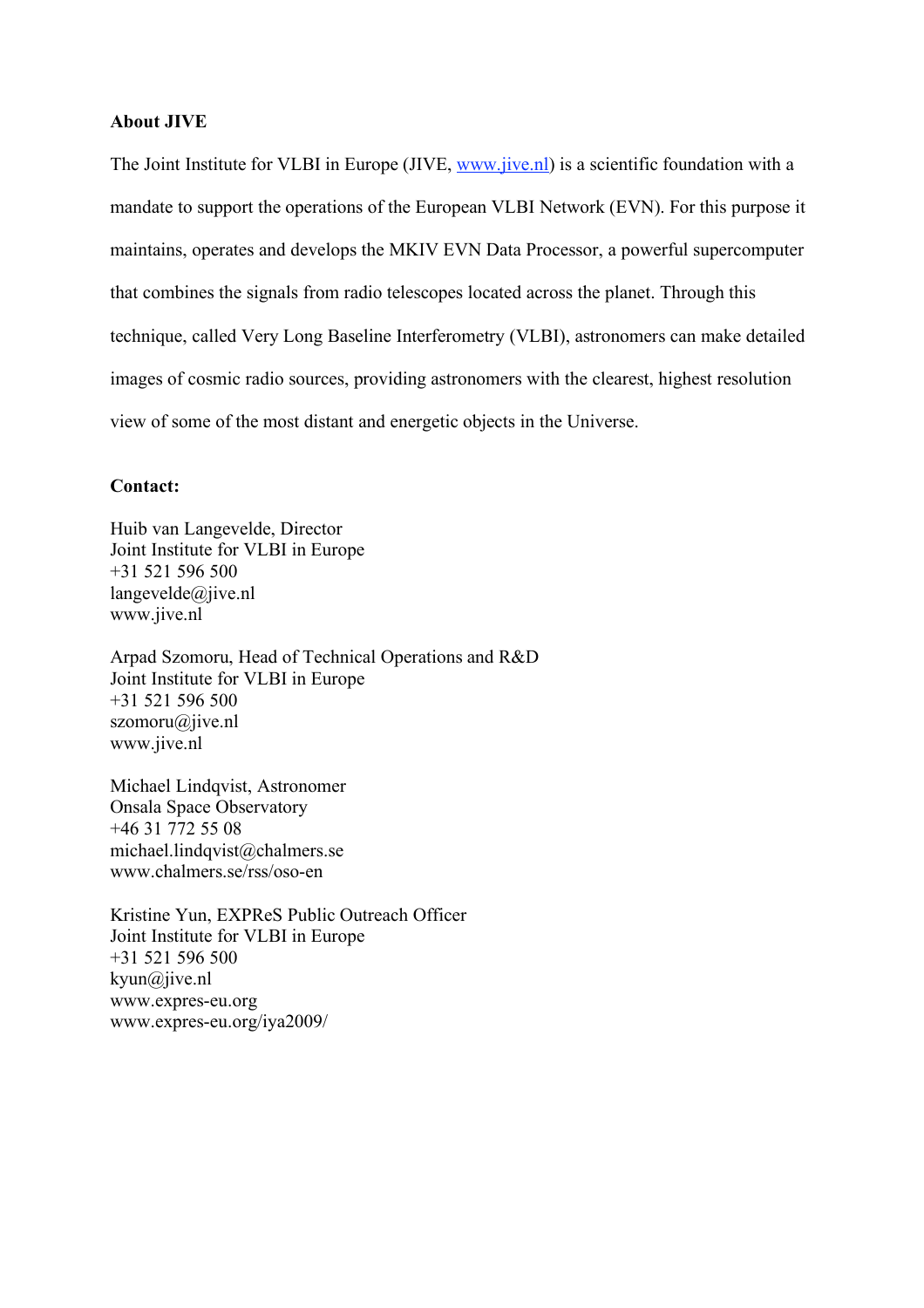**About JIVE**

The Joint Institute for VLBI in Europe (JIVE, [www.jive.nl](http://www.jive.nl)) is a scientific foundation with a mandate to support the operations of the European VLBI Network (EVN). For this purpose it maintains, operates and develops the MKIV EVN Data Processor, a powerful supercomputer that combines the signals from radio telescopes located across the planet. Through this technique, called Very Long Baseline Interferometry (VLBI), astronomers can make detailed images of cosmic radio sources, providing astronomers with the clearest, highest resolution view of some of the most distant and energetic objects in the Universe.

**Contact:**

Huib van Langevelde, Director
Joint Institute for VLBI in Europe
+31 521 596 500
langevelde@jive.nl
www.jive.nl

Arpad Szomoru, Head of Technical Operations and R&D
Joint Institute for VLBI in Europe
+31 521 596 500
szomoru@jive.nl
www.jive.nl

Michael Lindqvist, Astronomer
Onsala Space Observatory
+46 31 772 55 08
michael.lindqvist@chalmers.se
www.chalmers.se/rss/oso-en

Kristine Yun, EXPReS Public Outreach Officer
Joint Institute for VLBI in Europe
+31 521 596 500
kyun@jive.nl
www.expres-eu.org
www.expres-eu.org/iya2009/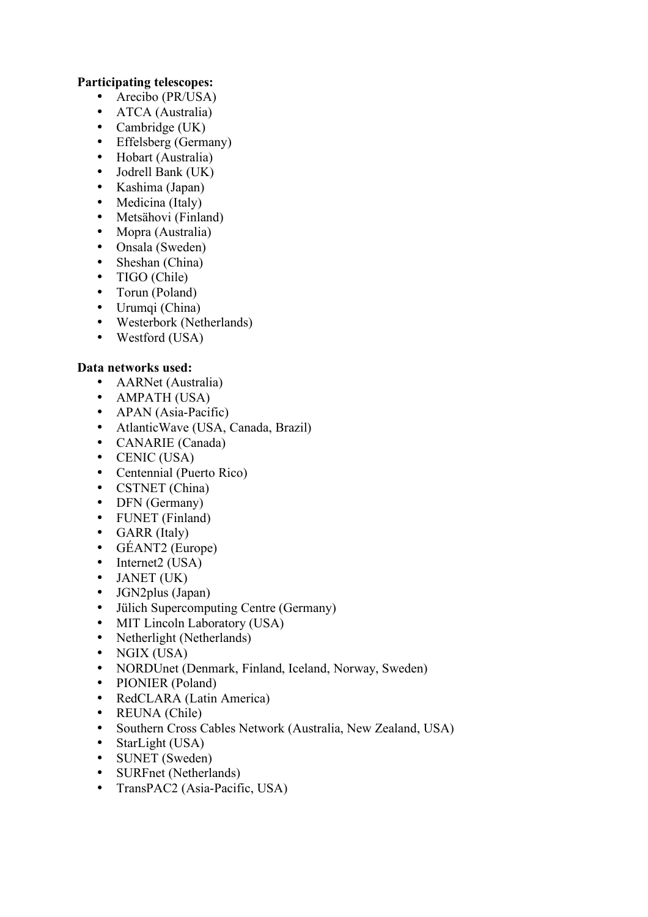**Participating telescopes:**

- Arecibo (PR/USA)
- ATCA (Australia)
- Cambridge (UK)
- Effelsberg (Germany)
- Hobart (Australia)
- Jodrell Bank (UK)
- Kashima (Japan)
- Medicina (Italy)
- Metsähovi (Finland)
- Mopra (Australia)
- Onsala (Sweden)
- Sheshan (China)
- TIGO (Chile)
- Torun (Poland)
- Urumqi (China)
- Westerbork (Netherlands)
- Westford (USA)

**Data networks used:**

- AARNet (Australia)
- AMPATH (USA)
- APAN (Asia-Pacific)
- AtlanticWave (USA, Canada, Brazil)
- CANARIE (Canada)
- CENIC (USA)
- Centennial (Puerto Rico)
- CSTNET (China)
- DFN (Germany)
- FUNET (Finland)
- GARR (Italy)
- GÉANT2 (Europe)
- Internet2 (USA)
- JANET (UK)
- JGN2plus (Japan)
- Jülich Supercomputing Centre (Germany)
- MIT Lincoln Laboratory (USA)
- Netherlight (Netherlands)
- NGIX (USA)
- NORDUnet (Denmark, Finland, Iceland, Norway, Sweden)
- PIONIER (Poland)
- RedCLARA (Latin America)
- REUNA (Chile)
- Southern Cross Cables Network (Australia, New Zealand, USA)
- StarLight (USA)
- SUNET (Sweden)
- SURFnet (Netherlands)
- TransPAC2 (Asia-Pacific, USA)